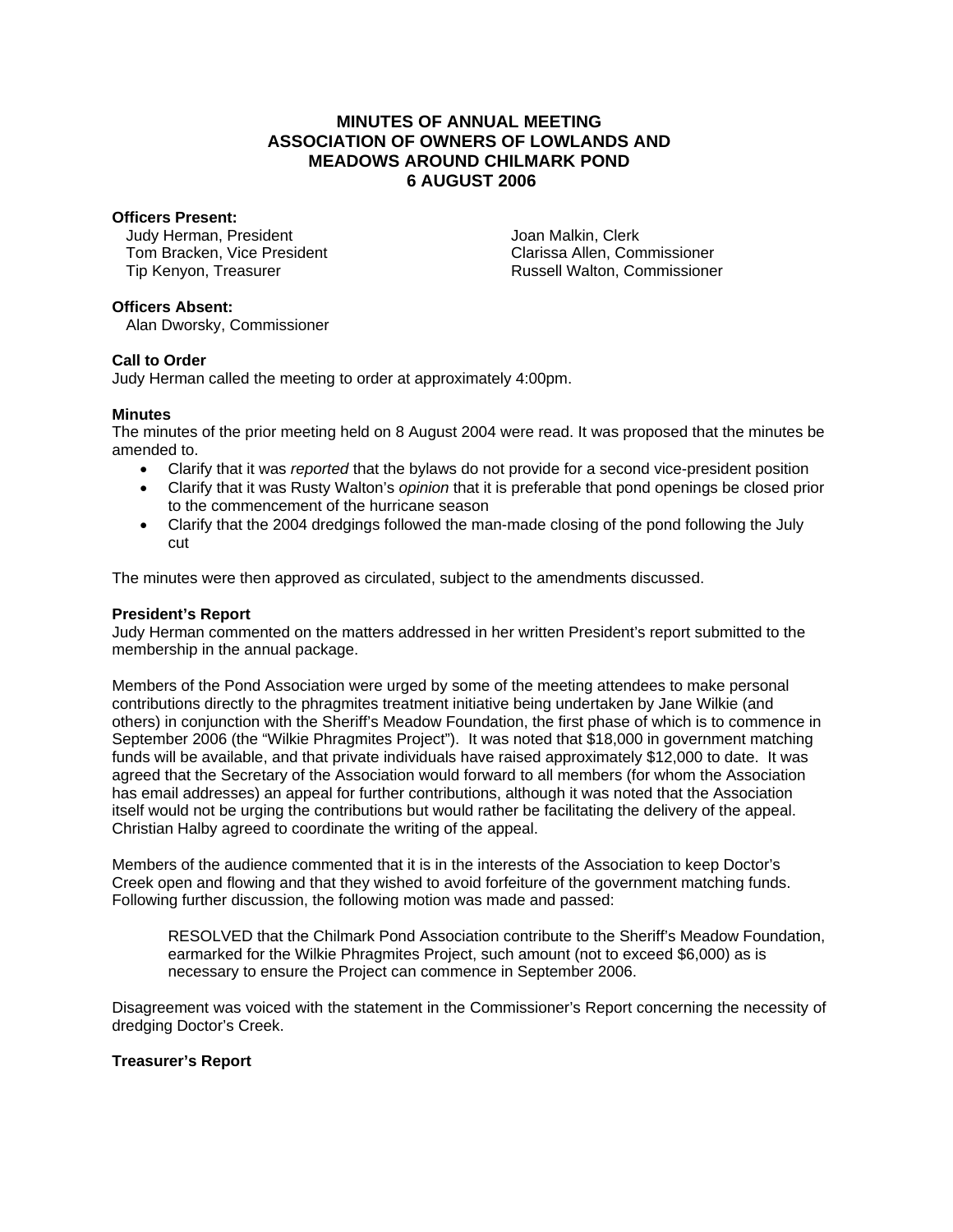# MINUTES OF ANNUAL MEETING
# ASSOCIATION OF OWNERS OF LOWLANDS AND MEADOWS AROUND CHILMARK POND
# 6 AUGUST 2006

**Officers Present:**

Judy Herman, President
Tom Bracken, Vice President
Tip Kenyon, Treasurer
Joan Malkin, Clerk
Clarissa Allen, Commissioner
Russell Walton, Commissioner

**Officers Absent:**

Alan Dworsky, Commissioner

**Call to Order**

Judy Herman called the meeting to order at approximately 4:00pm.

**Minutes**

The minutes of the prior meeting held on 8 August 2004 were read. It was proposed that the minutes be amended to.

- Clarify that it was *reported* that the bylaws do not provide for a second vice-president position
- Clarify that it was Rusty Walton's *opinion* that it is preferable that pond openings be closed prior to the commencement of the hurricane season
- Clarify that the 2004 dredgings followed the man-made closing of the pond following the July cut

The minutes were then approved as circulated, subject to the amendments discussed.

**President's Report**

Judy Herman commented on the matters addressed in her written President's report submitted to the membership in the annual package.

Members of the Pond Association were urged by some of the meeting attendees to make personal contributions directly to the phragmites treatment initiative being undertaken by Jane Wilkie (and others) in conjunction with the Sheriff's Meadow Foundation, the first phase of which is to commence in September 2006 (the "Wilkie Phragmites Project"). It was noted that $18,000 in government matching funds will be available, and that private individuals have raised approximately $12,000 to date. It was agreed that the Secretary of the Association would forward to all members (for whom the Association has email addresses) an appeal for further contributions, although it was noted that the Association itself would not be urging the contributions but would rather be facilitating the delivery of the appeal. Christian Halby agreed to coordinate the writing of the appeal.

Members of the audience commented that it is in the interests of the Association to keep Doctor's Creek open and flowing and that they wished to avoid forfeiture of the government matching funds. Following further discussion, the following motion was made and passed:

> RESOLVED that the Chilmark Pond Association contribute to the Sheriff's Meadow Foundation, earmarked for the Wilkie Phragmites Project, such amount (not to exceed $6,000) as is necessary to ensure the Project can commence in September 2006.

Disagreement was voiced with the statement in the Commissioner's Report concerning the necessity of dredging Doctor's Creek.

**Treasurer's Report**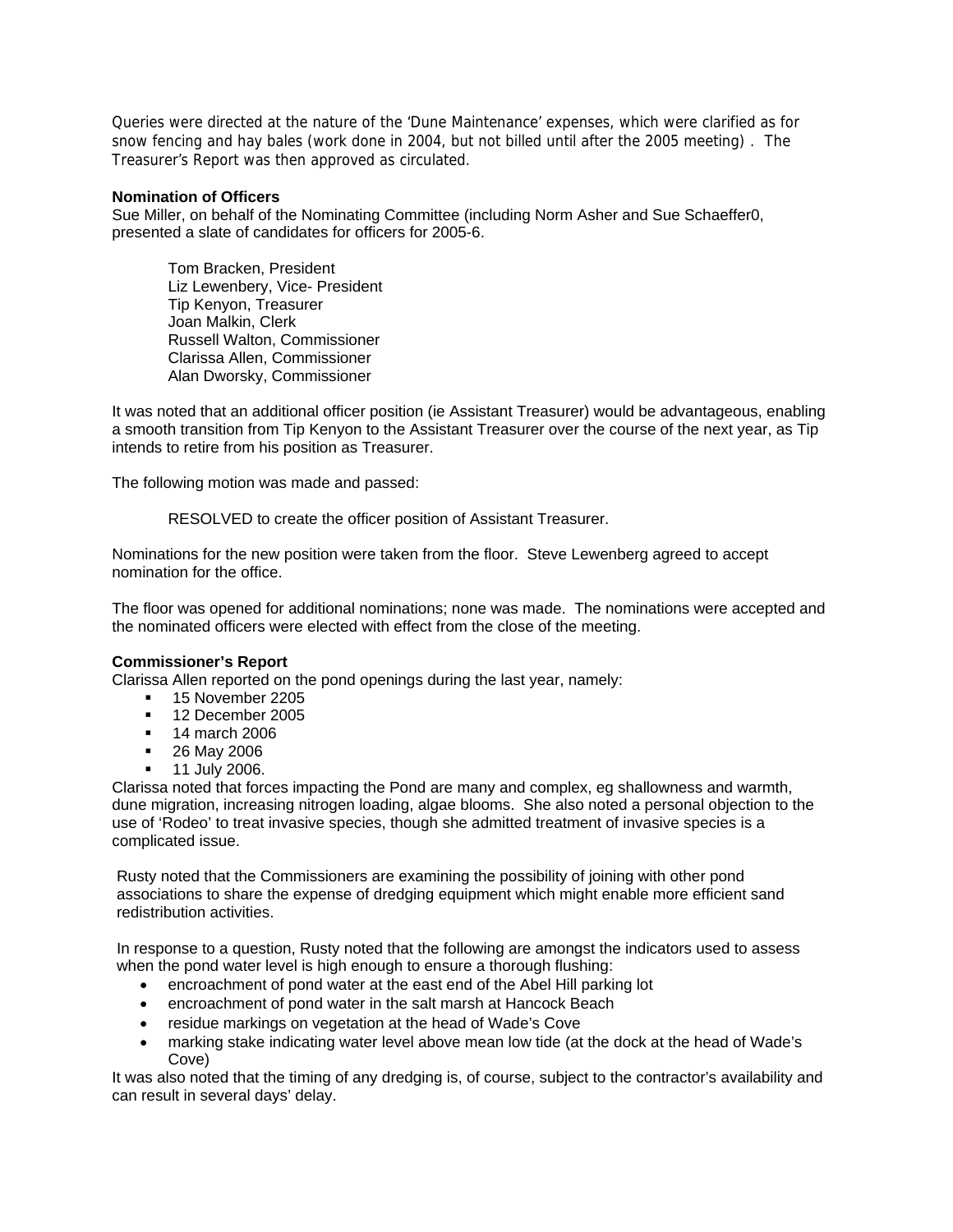Queries were directed at the nature of the 'Dune Maintenance' expenses, which were clarified as for snow fencing and hay bales (work done in 2004, but not billed until after the 2005 meeting) . The Treasurer's Report was then approved as circulated.

**Nomination of Officers**

Sue Miller, on behalf of the Nominating Committee (including Norm Asher and Sue Schaeffer0, presented a slate of candidates for officers for 2005-6.

> Tom Bracken, President
> Liz Lewenbery, Vice- President
> Tip Kenyon, Treasurer
> Joan Malkin, Clerk
> Russell Walton, Commissioner
> Clarissa Allen, Commissioner
> Alan Dworsky, Commissioner

It was noted that an additional officer position (ie Assistant Treasurer) would be advantageous, enabling a smooth transition from Tip Kenyon to the Assistant Treasurer over the course of the next year, as Tip intends to retire from his position as Treasurer.

The following motion was made and passed:

> RESOLVED to create the officer position of Assistant Treasurer.

Nominations for the new position were taken from the floor. Steve Lewenberg agreed to accept nomination for the office.

The floor was opened for additional nominations; none was made. The nominations were accepted and the nominated officers were elected with effect from the close of the meeting.

**Commissioner's Report**

Clarissa Allen reported on the pond openings during the last year, namely:

- 15 November 2205
- 12 December 2005
- 14 march 2006
- 26 May 2006
- 11 July 2006.

Clarissa noted that forces impacting the Pond are many and complex, eg shallowness and warmth, dune migration, increasing nitrogen loading, algae blooms. She also noted a personal objection to the use of 'Rodeo' to treat invasive species, though she admitted treatment of invasive species is a complicated issue.

Rusty noted that the Commissioners are examining the possibility of joining with other pond associations to share the expense of dredging equipment which might enable more efficient sand redistribution activities.

In response to a question, Rusty noted that the following are amongst the indicators used to assess when the pond water level is high enough to ensure a thorough flushing:

- encroachment of pond water at the east end of the Abel Hill parking lot
- encroachment of pond water in the salt marsh at Hancock Beach
- residue markings on vegetation at the head of Wade's Cove
- marking stake indicating water level above mean low tide (at the dock at the head of Wade's Cove)

It was also noted that the timing of any dredging is, of course, subject to the contractor's availability and can result in several days' delay.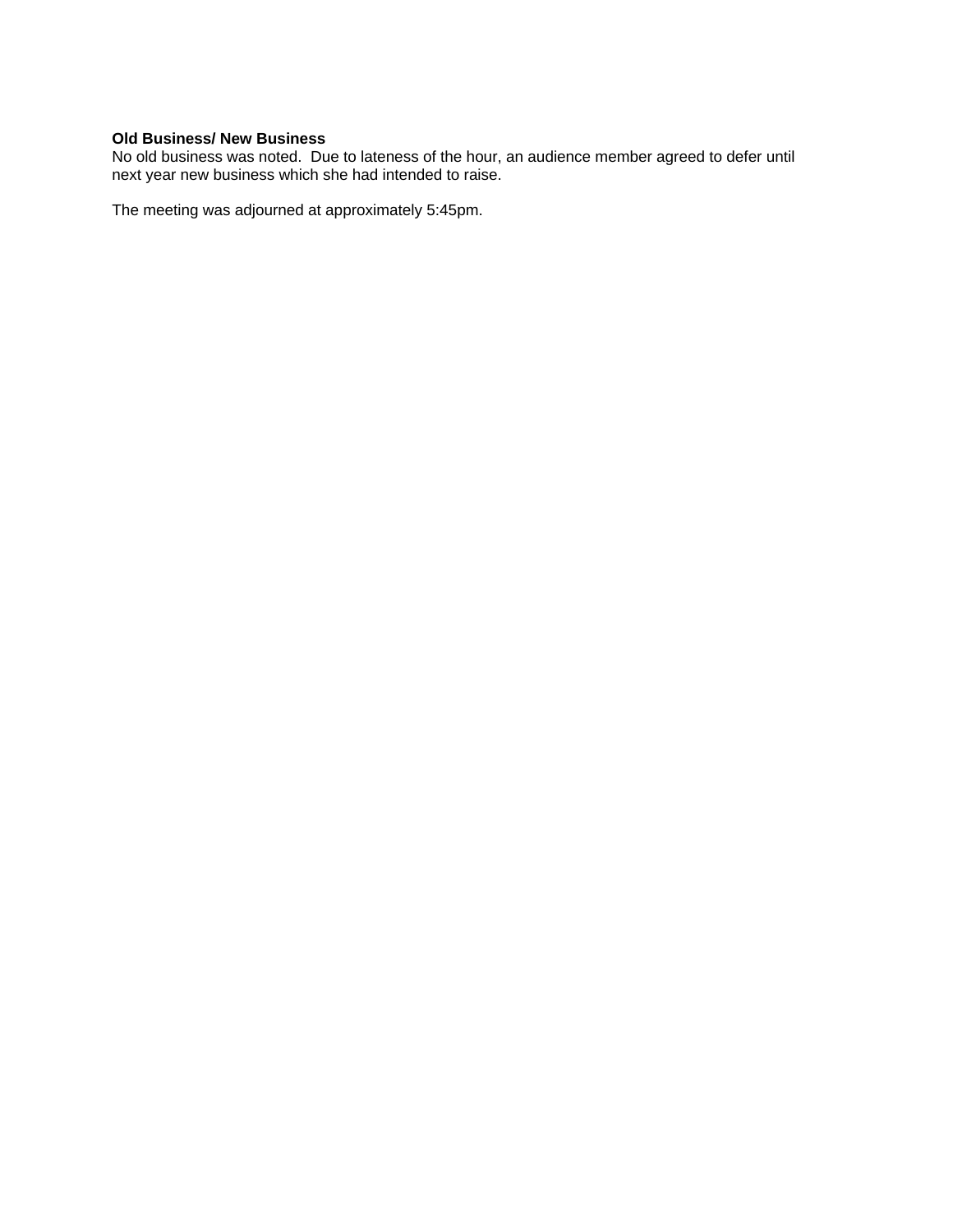**Old Business/ New Business**
No old business was noted.  Due to lateness of the hour, an audience member agreed to defer until next year new business which she had intended to raise.

The meeting was adjourned at approximately 5:45pm.